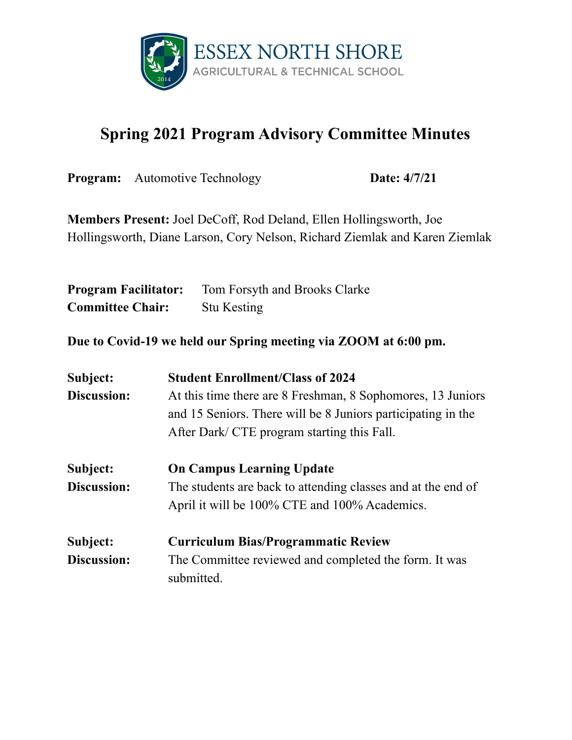ESSEX NORTH SHORE
AGRICULTURAL & TECHNICAL SCHOOL

# Spring 2021 Program Advisory Committee Minutes

**Program:** Automotive Technology **Date: 4/7/21**

**Members Present:** Joel DeCoff, Rod Deland, Ellen Hollingsworth, Joe Hollingsworth, Diane Larson, Cory Nelson, Richard Ziemlak and Karen Ziemlak

**Program Facilitator:** Tom Forsyth and Brooks Clarke
**Committee Chair:** Stu Kesting

**Due to Covid-19 we held our Spring meeting via ZOOM at 6:00 pm.**

**Subject:** **Student Enrollment/Class of 2024**
**Discussion:** At this time there are 8 Freshman, 8 Sophomores, 13 Juniors and 15 Seniors. There will be 8 Juniors participating in the After Dark/ CTE program starting this Fall.

**Subject:** **On Campus Learning Update**
**Discussion:** The students are back to attending classes and at the end of April it will be 100% CTE and 100% Academics.

**Subject:** **Curriculum Bias/Programmatic Review**
**Discussion:** The Committee reviewed and completed the form. It was submitted.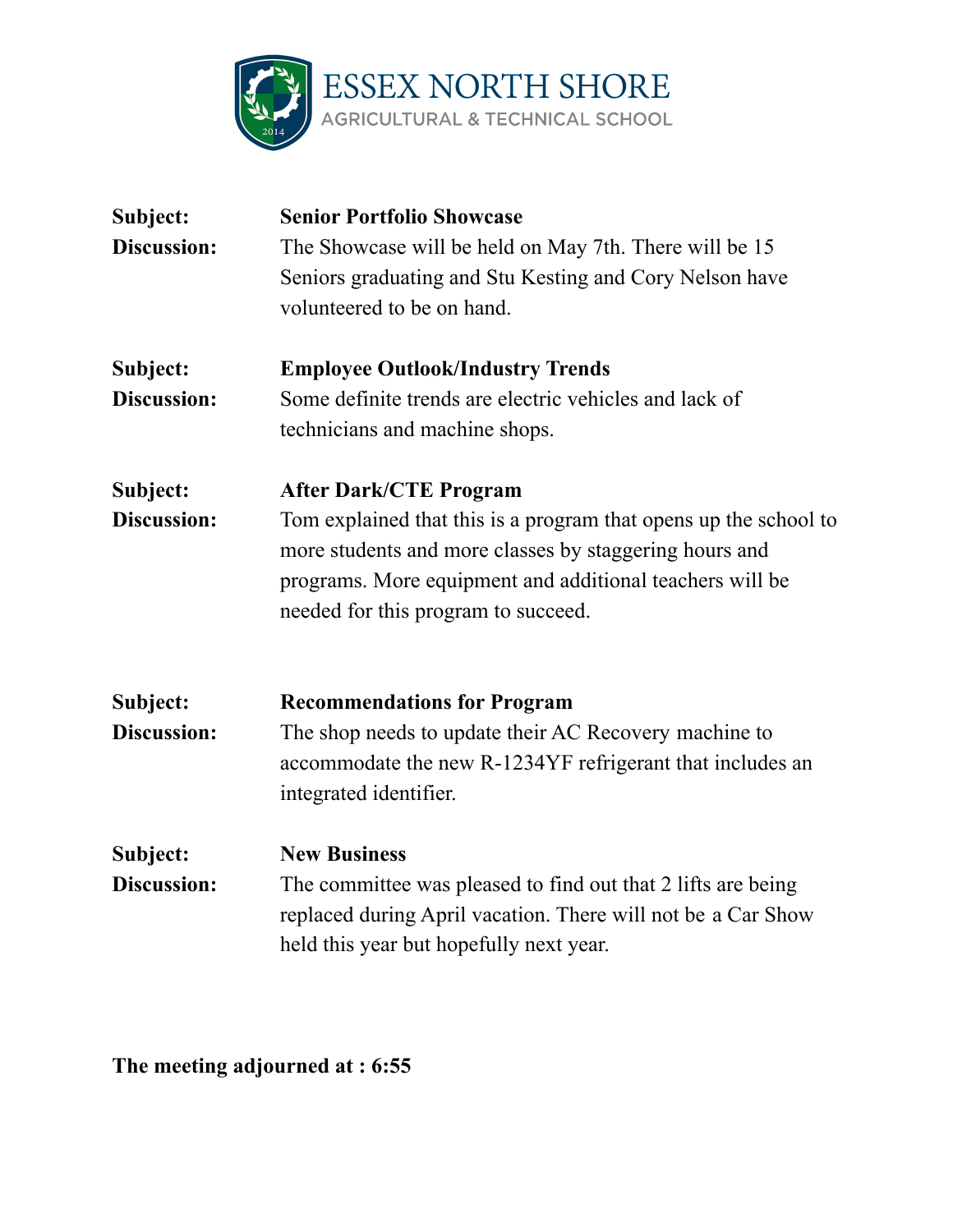ESSEX NORTH SHORE
AGRICULTURAL & TECHNICAL SCHOOL

**Subject:** **Senior Portfolio Showcase**
**Discussion:** The Showcase will be held on May 7th. There will be 15 Seniors graduating and Stu Kesting and Cory Nelson have volunteered to be on hand.

**Subject:** **Employee Outlook/Industry Trends**
**Discussion:** Some definite trends are electric vehicles and lack of technicians and machine shops.

**Subject:** **After Dark/CTE Program**
**Discussion:** Tom explained that this is a program that opens up the school to more students and more classes by staggering hours and programs. More equipment and additional teachers will be needed for this program to succeed.

**Subject:** **Recommendations for Program**
**Discussion:** The shop needs to update their AC Recovery machine to accommodate the new R-1234YF refrigerant that includes an integrated identifier.

**Subject:** **New Business**
**Discussion:** The committee was pleased to find out that 2 lifts are being replaced during April vacation. There will not be a Car Show held this year but hopefully next year.

**The meeting adjourned at : 6:55**